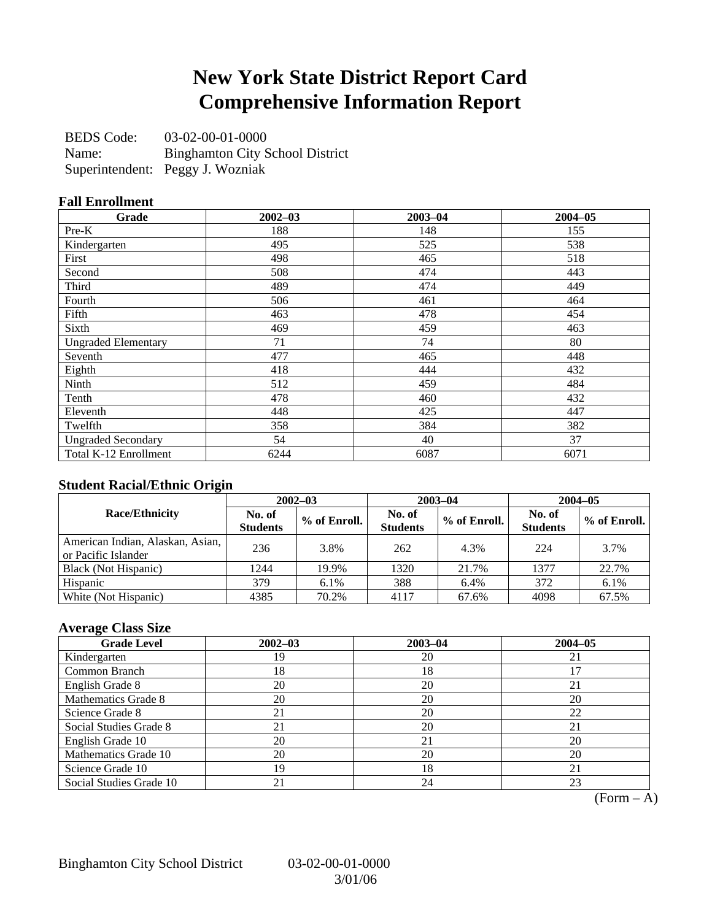# New York State District Report Card
# Comprehensive Information Report

BEDS Code: 03-02-00-01-0000
Name: Binghamton City School District
Superintendent: Peggy J. Wozniak

### Fall Enrollment

| Grade | 2002–03 | 2003–04 | 2004–05 |
|---|---|---|---|
| Pre-K | 188 | 148 | 155 |
| Kindergarten | 495 | 525 | 538 |
| First | 498 | 465 | 518 |
| Second | 508 | 474 | 443 |
| Third | 489 | 474 | 449 |
| Fourth | 506 | 461 | 464 |
| Fifth | 463 | 478 | 454 |
| Sixth | 469 | 459 | 463 |
| Ungraded Elementary | 71 | 74 | 80 |
| Seventh | 477 | 465 | 448 |
| Eighth | 418 | 444 | 432 |
| Ninth | 512 | 459 | 484 |
| Tenth | 478 | 460 | 432 |
| Eleventh | 448 | 425 | 447 |
| Twelfth | 358 | 384 | 382 |
| Ungraded Secondary | 54 | 40 | 37 |
| Total K-12 Enrollment | 6244 | 6087 | 6071 |

### Student Racial/Ethnic Origin

| Race/Ethnicity | 2002–03 | | 2003–04 | | 2004–05 | |
|---|---|---|---|---|---|---|
| | No. of Students | % of Enroll. | No. of Students | % of Enroll. | No. of Students | % of Enroll. |
| American Indian, Alaskan, Asian, or Pacific Islander | 236 | 3.8% | 262 | 4.3% | 224 | 3.7% |
| Black (Not Hispanic) | 1244 | 19.9% | 1320 | 21.7% | 1377 | 22.7% |
| Hispanic | 379 | 6.1% | 388 | 6.4% | 372 | 6.1% |
| White (Not Hispanic) | 4385 | 70.2% | 4117 | 67.6% | 4098 | 67.5% |

### Average Class Size

| Grade Level | 2002–03 | 2003–04 | 2004–05 |
|---|---|---|---|
| Kindergarten | 19 | 20 | 21 |
| Common Branch | 18 | 18 | 17 |
| English Grade 8 | 20 | 20 | 21 |
| Mathematics Grade 8 | 20 | 20 | 20 |
| Science Grade 8 | 21 | 20 | 22 |
| Social Studies Grade 8 | 21 | 20 | 21 |
| English Grade 10 | 20 | 21 | 20 |
| Mathematics Grade 10 | 20 | 20 | 20 |
| Science Grade 10 | 19 | 18 | 21 |
| Social Studies Grade 10 | 21 | 24 | 23 |

(Form – A)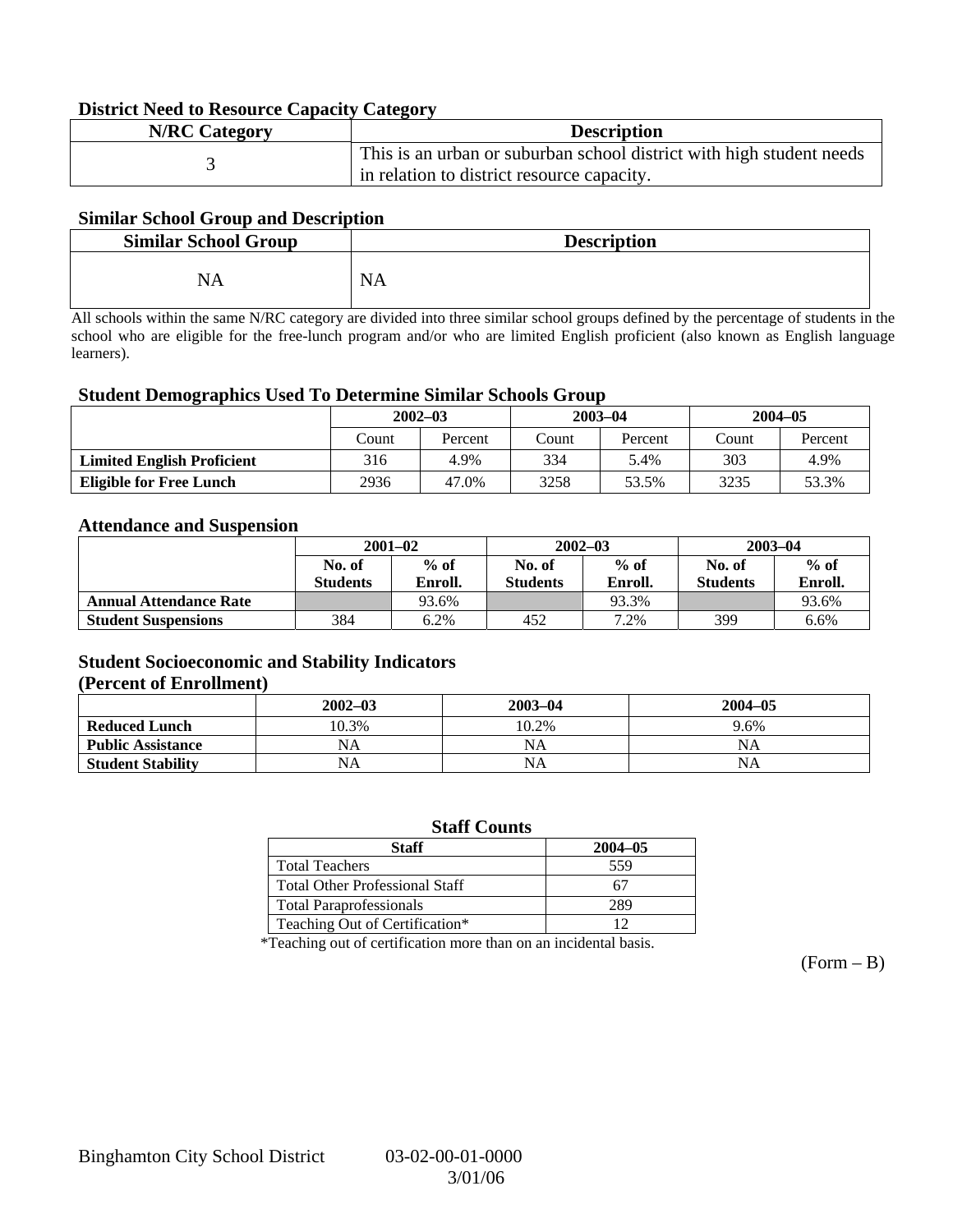### District Need to Resource Capacity Category

| N/RC Category | Description |
|---|---|
| 3 | This is an urban or suburban school district with high student needs in relation to district resource capacity. |

### Similar School Group and Description

| Similar School Group | Description |
|---|---|
| NA | NA |

All schools within the same N/RC category are divided into three similar school groups defined by the percentage of students in the school who are eligible for the free-lunch program and/or who are limited English proficient (also known as English language learners).

### Student Demographics Used To Determine Similar Schools Group

| | 2002–03 | | 2003–04 | | 2004–05 | |
|---|---|---|---|---|---|---|
| | Count | Percent | Count | Percent | Count | Percent |
| **Limited English Proficient** | 316 | 4.9% | 334 | 5.4% | 303 | 4.9% |
| **Eligible for Free Lunch** | 2936 | 47.0% | 3258 | 53.5% | 3235 | 53.3% |

### Attendance and Suspension

| | 2001–02 | | 2002–03 | | 2003–04 | |
|---|---|---|---|---|---|---|
| | No. of Students | % of Enroll. | No. of Students | % of Enroll. | No. of Students | % of Enroll. |
| **Annual Attendance Rate** | | 93.6% | | 93.3% | | 93.6% |
| **Student Suspensions** | 384 | 6.2% | 452 | 7.2% | 399 | 6.6% |

### Student Socioeconomic and Stability Indicators (Percent of Enrollment)

| | 2002–03 | 2003–04 | 2004–05 |
|---|---|---|---|
| **Reduced Lunch** | 10.3% | 10.2% | 9.6% |
| **Public Assistance** | NA | NA | NA |
| **Student Stability** | NA | NA | NA |

### Staff Counts

| Staff | 2004–05 |
|---|---|
| Total Teachers | 559 |
| Total Other Professional Staff | 67 |
| Total Paraprofessionals | 289 |
| Teaching Out of Certification* | 12 |

*Teaching out of certification more than on an incidental basis.

(Form – B)

Binghamton City School District 03-02-00-01-0000 3/01/06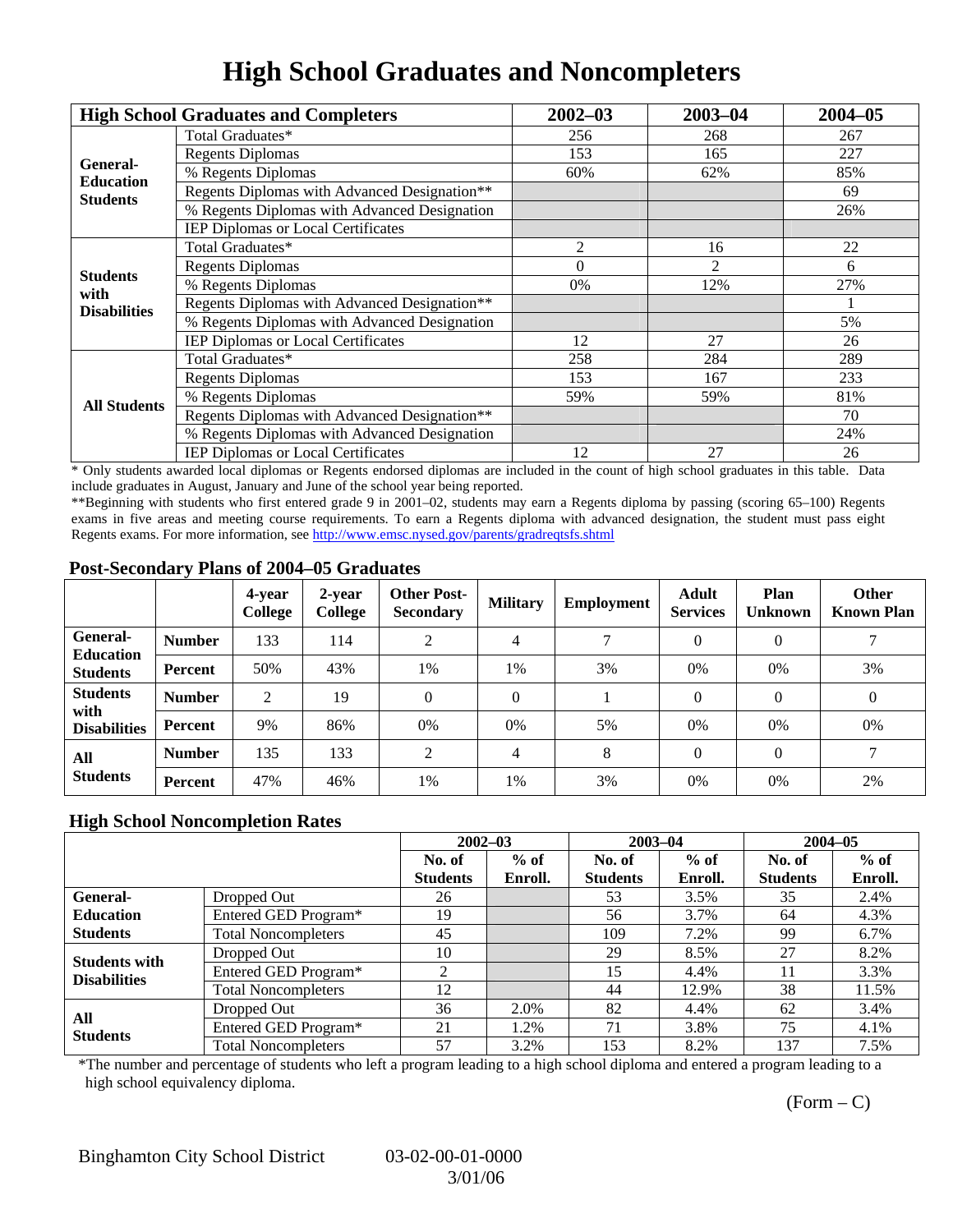# High School Graduates and Noncompleters

| High School Graduates and Completers | | 2002–03 | 2003–04 | 2004–05 |
|---|---|---|---|---|
| General-Education Students | Total Graduates* | 256 | 268 | 267 |
| | Regents Diplomas | 153 | 165 | 227 |
| | % Regents Diplomas | 60% | 62% | 85% |
| | Regents Diplomas with Advanced Designation** | | | 69 |
| | % Regents Diplomas with Advanced Designation | | | 26% |
| | IEP Diplomas or Local Certificates | | | |
| Students with Disabilities | Total Graduates* | 2 | 16 | 22 |
| | Regents Diplomas | 0 | 2 | 6 |
| | % Regents Diplomas | 0% | 12% | 27% |
| | Regents Diplomas with Advanced Designation** | | | 1 |
| | % Regents Diplomas with Advanced Designation | | | 5% |
| | IEP Diplomas or Local Certificates | 12 | 27 | 26 |
| All Students | Total Graduates* | 258 | 284 | 289 |
| | Regents Diplomas | 153 | 167 | 233 |
| | % Regents Diplomas | 59% | 59% | 81% |
| | Regents Diplomas with Advanced Designation** | | | 70 |
| | % Regents Diplomas with Advanced Designation | | | 24% |
| | IEP Diplomas or Local Certificates | 12 | 27 | 26 |

* Only students awarded local diplomas or Regents endorsed diplomas are included in the count of high school graduates in this table. Data include graduates in August, January and June of the school year being reported.

**Beginning with students who first entered grade 9 in 2001–02, students may earn a Regents diploma by passing (scoring 65–100) Regents exams in five areas and meeting course requirements. To earn a Regents diploma with advanced designation, the student must pass eight Regents exams. For more information, see http://www.emsc.nysed.gov/parents/gradreqtsfs.shtml

## Post-Secondary Plans of 2004–05 Graduates

| | | 4-year College | 2-year College | Other Post-Secondary | Military | Employment | Adult Services | Plan Unknown | Other Known Plan |
|---|---|---|---|---|---|---|---|---|---|
| General-Education Students | Number | 133 | 114 | 2 | 4 | 7 | 0 | 0 | 7 |
| | Percent | 50% | 43% | 1% | 1% | 3% | 0% | 0% | 3% |
| Students with Disabilities | Number | 2 | 19 | 0 | 0 | 1 | 0 | 0 | 0 |
| | Percent | 9% | 86% | 0% | 0% | 5% | 0% | 0% | 0% |
| All Students | Number | 135 | 133 | 2 | 4 | 8 | 0 | 0 | 7 |
| | Percent | 47% | 46% | 1% | 1% | 3% | 0% | 0% | 2% |

## High School Noncompletion Rates

| | | 2002–03 | | 2003–04 | | 2004–05 | |
|---|---|---|---|---|---|---|---|
| | | No. of Students | % of Enroll. | No. of Students | % of Enroll. | No. of Students | % of Enroll. |
| General-Education Students | Dropped Out | 26 | | 53 | 3.5% | 35 | 2.4% |
| | Entered GED Program* | 19 | | 56 | 3.7% | 64 | 4.3% |
| | Total Noncompleters | 45 | | 109 | 7.2% | 99 | 6.7% |
| Students with Disabilities | Dropped Out | 10 | | 29 | 8.5% | 27 | 8.2% |
| | Entered GED Program* | 2 | | 15 | 4.4% | 11 | 3.3% |
| | Total Noncompleters | 12 | | 44 | 12.9% | 38 | 11.5% |
| All Students | Dropped Out | 36 | 2.0% | 82 | 4.4% | 62 | 3.4% |
| | Entered GED Program* | 21 | 1.2% | 71 | 3.8% | 75 | 4.1% |
| | Total Noncompleters | 57 | 3.2% | 153 | 8.2% | 137 | 7.5% |

*The number and percentage of students who left a program leading to a high school diploma and entered a program leading to a high school equivalency diploma.

(Form – C)

Binghamton City School District 03-02-00-01-0000 3/01/06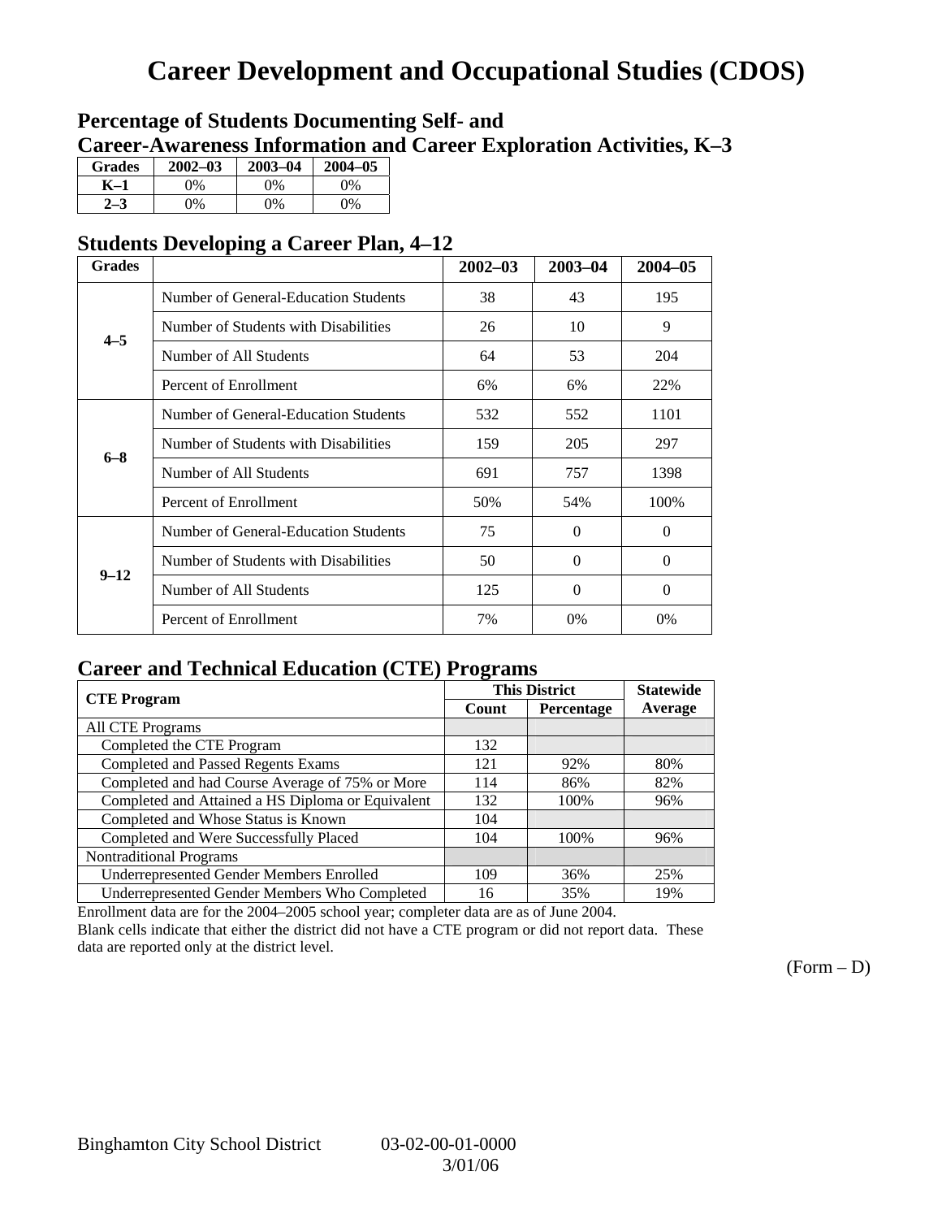# Career Development and Occupational Studies (CDOS)

## Percentage of Students Documenting Self- and Career-Awareness Information and Career Exploration Activities, K–3

| Grades | 2002–03 | 2003–04 | 2004–05 |
|---|---|---|---|
| K–1 | 0% | 0% | 0% |
| 2–3 | 0% | 0% | 0% |

## Students Developing a Career Plan, 4–12

| Grades | | 2002–03 | 2003–04 | 2004–05 |
|---|---|---|---|---|
| 4–5 | Number of General-Education Students | 38 | 43 | 195 |
| | Number of Students with Disabilities | 26 | 10 | 9 |
| | Number of All Students | 64 | 53 | 204 |
| | Percent of Enrollment | 6% | 6% | 22% |
| 6–8 | Number of General-Education Students | 532 | 552 | 1101 |
| | Number of Students with Disabilities | 159 | 205 | 297 |
| | Number of All Students | 691 | 757 | 1398 |
| | Percent of Enrollment | 50% | 54% | 100% |
| 9–12 | Number of General-Education Students | 75 | 0 | 0 |
| | Number of Students with Disabilities | 50 | 0 | 0 |
| | Number of All Students | 125 | 0 | 0 |
| | Percent of Enrollment | 7% | 0% | 0% |

## Career and Technical Education (CTE) Programs

| CTE Program | This District | | Statewide Average |
|---|---|---|---|
| | Count | Percentage | |
| All CTE Programs | | | |
| Completed the CTE Program | 132 | | |
| Completed and Passed Regents Exams | 121 | 92% | 80% |
| Completed and had Course Average of 75% or More | 114 | 86% | 82% |
| Completed and Attained a HS Diploma or Equivalent | 132 | 100% | 96% |
| Completed and Whose Status is Known | 104 | | |
| Completed and Were Successfully Placed | 104 | 100% | 96% |
| Nontraditional Programs | | | |
| Underrepresented Gender Members Enrolled | 109 | 36% | 25% |
| Underrepresented Gender Members Who Completed | 16 | 35% | 19% |

Enrollment data are for the 2004–2005 school year; completer data are as of June 2004.

Blank cells indicate that either the district did not have a CTE program or did not report data. These data are reported only at the district level.

(Form – D)

Binghamton City School District 03-02-00-01-0000 3/01/06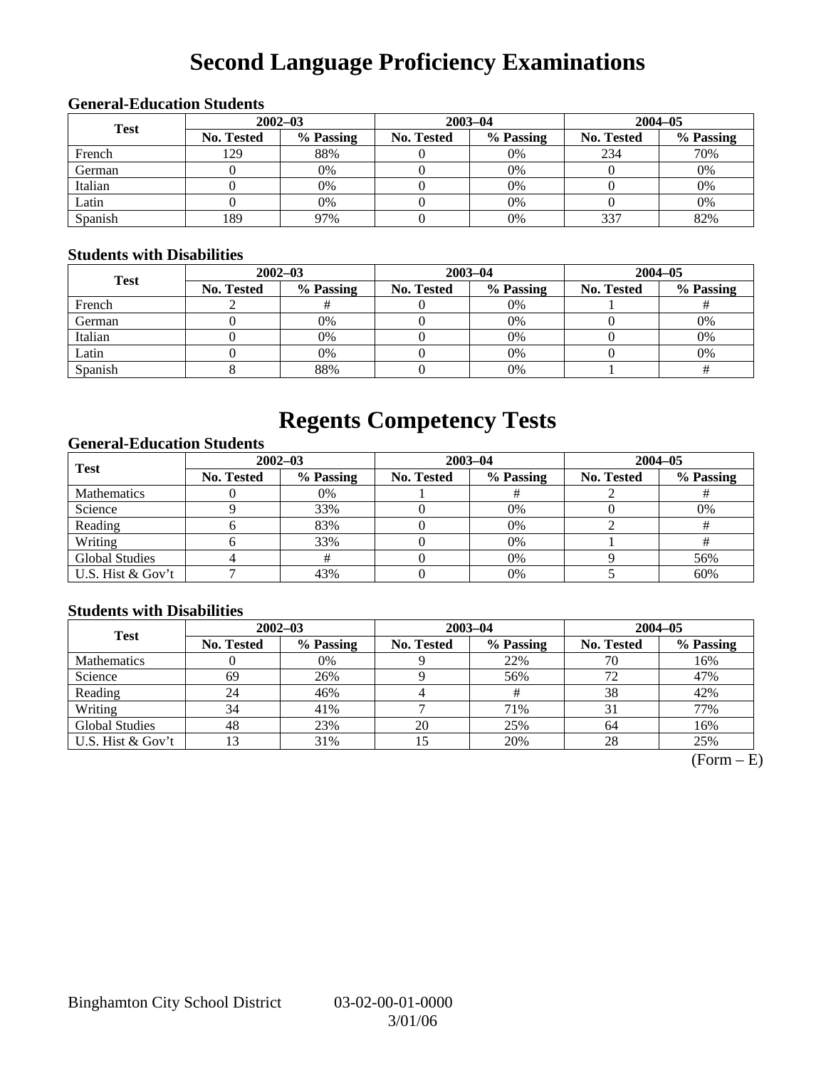# Second Language Proficiency Examinations

### General-Education Students

| Test | 2002–03 | | 2003–04 | | 2004–05 | |
|---|---|---|---|---|---|---|
| | No. Tested | % Passing | No. Tested | % Passing | No. Tested | % Passing |
| French | 129 | 88% | 0 | 0% | 234 | 70% |
| German | 0 | 0% | 0 | 0% | 0 | 0% |
| Italian | 0 | 0% | 0 | 0% | 0 | 0% |
| Latin | 0 | 0% | 0 | 0% | 0 | 0% |
| Spanish | 189 | 97% | 0 | 0% | 337 | 82% |

### Students with Disabilities

| Test | 2002–03 | | 2003–04 | | 2004–05 | |
|---|---|---|---|---|---|---|
| | No. Tested | % Passing | No. Tested | % Passing | No. Tested | % Passing |
| French | 2 | # | 0 | 0% | 1 | # |
| German | 0 | 0% | 0 | 0% | 0 | 0% |
| Italian | 0 | 0% | 0 | 0% | 0 | 0% |
| Latin | 0 | 0% | 0 | 0% | 0 | 0% |
| Spanish | 8 | 88% | 0 | 0% | 1 | # |

# Regents Competency Tests

### General-Education Students

| Test | 2002–03 | | 2003–04 | | 2004–05 | |
|---|---|---|---|---|---|---|
| | No. Tested | % Passing | No. Tested | % Passing | No. Tested | % Passing |
| Mathematics | 0 | 0% | 1 | # | 2 | # |
| Science | 9 | 33% | 0 | 0% | 0 | 0% |
| Reading | 6 | 83% | 0 | 0% | 2 | # |
| Writing | 6 | 33% | 0 | 0% | 1 | # |
| Global Studies | 4 | # | 0 | 0% | 9 | 56% |
| U.S. Hist & Gov't | 7 | 43% | 0 | 0% | 5 | 60% |

### Students with Disabilities

| Test | 2002–03 | | 2003–04 | | 2004–05 | |
|---|---|---|---|---|---|---|
| | No. Tested | % Passing | No. Tested | % Passing | No. Tested | % Passing |
| Mathematics | 0 | 0% | 9 | 22% | 70 | 16% |
| Science | 69 | 26% | 9 | 56% | 72 | 47% |
| Reading | 24 | 46% | 4 | # | 38 | 42% |
| Writing | 34 | 41% | 7 | 71% | 31 | 77% |
| Global Studies | 48 | 23% | 20 | 25% | 64 | 16% |
| U.S. Hist & Gov't | 13 | 31% | 15 | 20% | 28 | 25% |

(Form – E)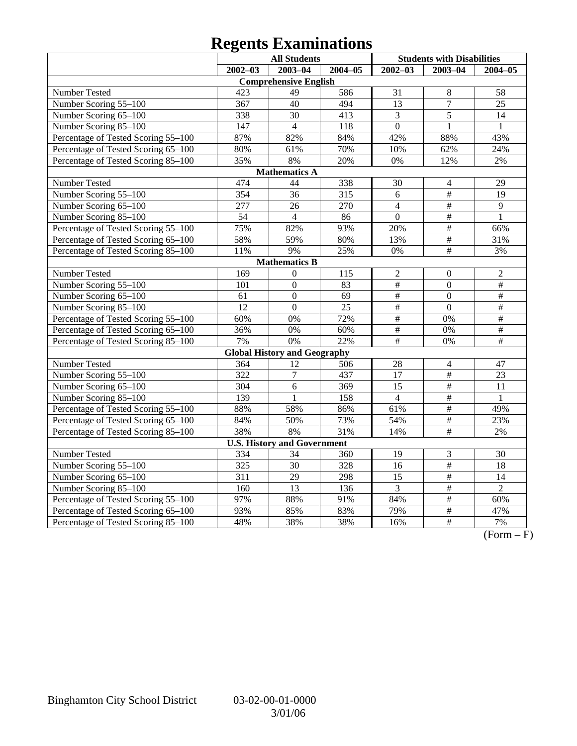# Regents Examinations

| | All Students | | | Students with Disabilities | | |
|---|---|---|---|---|---|---|
| | 2002–03 | 2003–04 | 2004–05 | 2002–03 | 2003–04 | 2004–05 |
| **Comprehensive English** | | | | | | |
| Number Tested | 423 | 49 | 586 | 31 | 8 | 58 |
| Number Scoring 55–100 | 367 | 40 | 494 | 13 | 7 | 25 |
| Number Scoring 65–100 | 338 | 30 | 413 | 3 | 5 | 14 |
| Number Scoring 85–100 | 147 | 4 | 118 | 0 | 1 | 1 |
| Percentage of Tested Scoring 55–100 | 87% | 82% | 84% | 42% | 88% | 43% |
| Percentage of Tested Scoring 65–100 | 80% | 61% | 70% | 10% | 62% | 24% |
| Percentage of Tested Scoring 85–100 | 35% | 8% | 20% | 0% | 12% | 2% |
| **Mathematics A** | | | | | | |
| Number Tested | 474 | 44 | 338 | 30 | 4 | 29 |
| Number Scoring 55–100 | 354 | 36 | 315 | 6 | # | 19 |
| Number Scoring 65–100 | 277 | 26 | 270 | 4 | # | 9 |
| Number Scoring 85–100 | 54 | 4 | 86 | 0 | # | 1 |
| Percentage of Tested Scoring 55–100 | 75% | 82% | 93% | 20% | # | 66% |
| Percentage of Tested Scoring 65–100 | 58% | 59% | 80% | 13% | # | 31% |
| Percentage of Tested Scoring 85–100 | 11% | 9% | 25% | 0% | # | 3% |
| **Mathematics B** | | | | | | |
| Number Tested | 169 | 0 | 115 | 2 | 0 | 2 |
| Number Scoring 55–100 | 101 | 0 | 83 | # | 0 | # |
| Number Scoring 65–100 | 61 | 0 | 69 | # | 0 | # |
| Number Scoring 85–100 | 12 | 0 | 25 | # | 0 | # |
| Percentage of Tested Scoring 55–100 | 60% | 0% | 72% | # | 0% | # |
| Percentage of Tested Scoring 65–100 | 36% | 0% | 60% | # | 0% | # |
| Percentage of Tested Scoring 85–100 | 7% | 0% | 22% | # | 0% | # |
| **Global History and Geography** | | | | | | |
| Number Tested | 364 | 12 | 506 | 28 | 4 | 47 |
| Number Scoring 55–100 | 322 | 7 | 437 | 17 | # | 23 |
| Number Scoring 65–100 | 304 | 6 | 369 | 15 | # | 11 |
| Number Scoring 85–100 | 139 | 1 | 158 | 4 | # | 1 |
| Percentage of Tested Scoring 55–100 | 88% | 58% | 86% | 61% | # | 49% |
| Percentage of Tested Scoring 65–100 | 84% | 50% | 73% | 54% | # | 23% |
| Percentage of Tested Scoring 85–100 | 38% | 8% | 31% | 14% | # | 2% |
| **U.S. History and Government** | | | | | | |
| Number Tested | 334 | 34 | 360 | 19 | 3 | 30 |
| Number Scoring 55–100 | 325 | 30 | 328 | 16 | # | 18 |
| Number Scoring 65–100 | 311 | 29 | 298 | 15 | # | 14 |
| Number Scoring 85–100 | 160 | 13 | 136 | 3 | # | 2 |
| Percentage of Tested Scoring 55–100 | 97% | 88% | 91% | 84% | # | 60% |
| Percentage of Tested Scoring 65–100 | 93% | 85% | 83% | 79% | # | 47% |
| Percentage of Tested Scoring 85–100 | 48% | 38% | 38% | 16% | # | 7% |

(Form – F)

Binghamton City School District 03-02-00-01-0000 3/01/06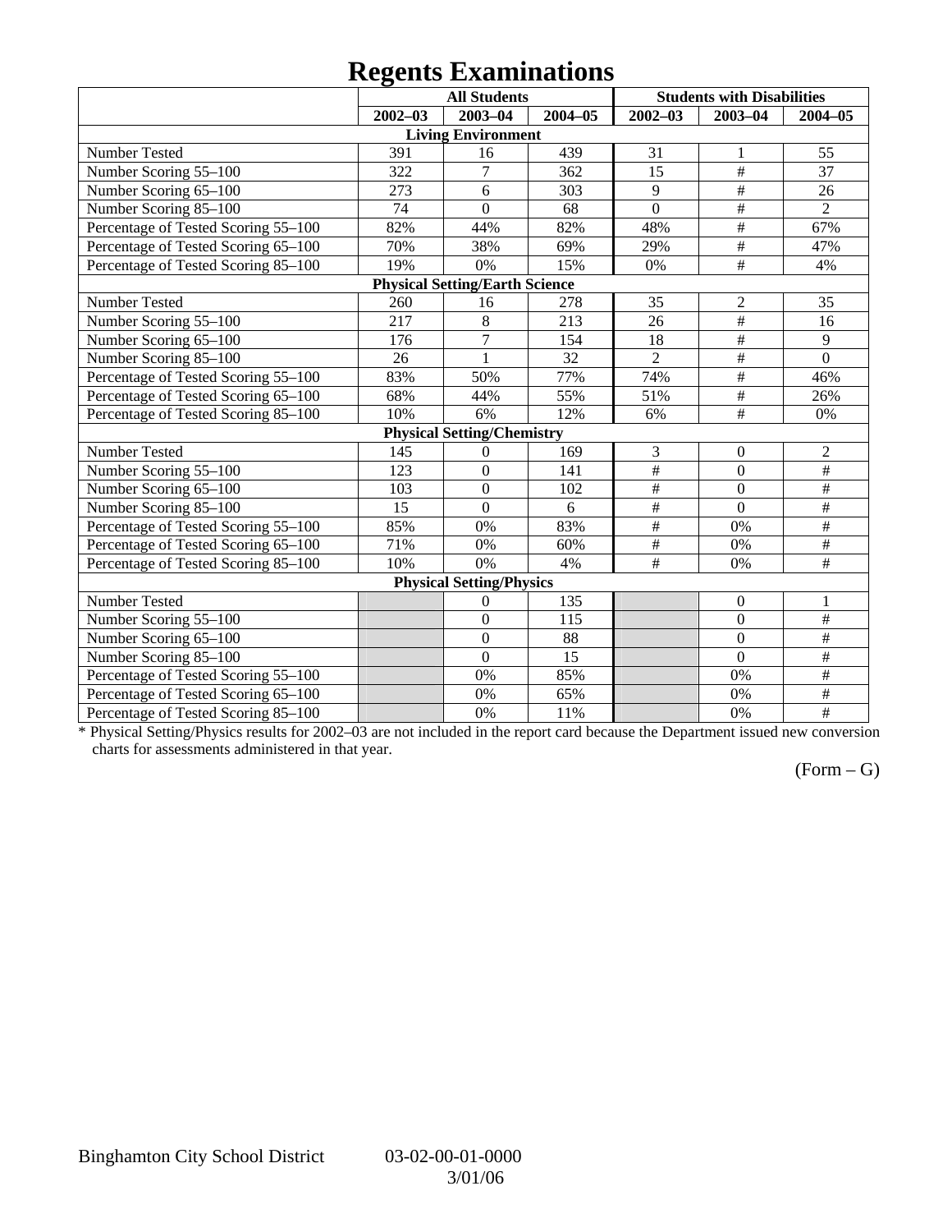# Regents Examinations

| | All Students | | | Students with Disabilities | | |
|---|---|---|---|---|---|---|
| | 2002–03 | 2003–04 | 2004–05 | 2002–03 | 2003–04 | 2004–05 |
| **Living Environment** | | | | | | |
| Number Tested | 391 | 16 | 439 | 31 | 1 | 55 |
| Number Scoring 55–100 | 322 | 7 | 362 | 15 | # | 37 |
| Number Scoring 65–100 | 273 | 6 | 303 | 9 | # | 26 |
| Number Scoring 85–100 | 74 | 0 | 68 | 0 | # | 2 |
| Percentage of Tested Scoring 55–100 | 82% | 44% | 82% | 48% | # | 67% |
| Percentage of Tested Scoring 65–100 | 70% | 38% | 69% | 29% | # | 47% |
| Percentage of Tested Scoring 85–100 | 19% | 0% | 15% | 0% | # | 4% |
| **Physical Setting/Earth Science** | | | | | | |
| Number Tested | 260 | 16 | 278 | 35 | 2 | 35 |
| Number Scoring 55–100 | 217 | 8 | 213 | 26 | # | 16 |
| Number Scoring 65–100 | 176 | 7 | 154 | 18 | # | 9 |
| Number Scoring 85–100 | 26 | 1 | 32 | 2 | # | 0 |
| Percentage of Tested Scoring 55–100 | 83% | 50% | 77% | 74% | # | 46% |
| Percentage of Tested Scoring 65–100 | 68% | 44% | 55% | 51% | # | 26% |
| Percentage of Tested Scoring 85–100 | 10% | 6% | 12% | 6% | # | 0% |
| **Physical Setting/Chemistry** | | | | | | |
| Number Tested | 145 | 0 | 169 | 3 | 0 | 2 |
| Number Scoring 55–100 | 123 | 0 | 141 | # | 0 | # |
| Number Scoring 65–100 | 103 | 0 | 102 | # | 0 | # |
| Number Scoring 85–100 | 15 | 0 | 6 | # | 0 | # |
| Percentage of Tested Scoring 55–100 | 85% | 0% | 83% | # | 0% | # |
| Percentage of Tested Scoring 65–100 | 71% | 0% | 60% | # | 0% | # |
| Percentage of Tested Scoring 85–100 | 10% | 0% | 4% | # | 0% | # |
| **Physical Setting/Physics** | | | | | | |
| Number Tested | | 0 | 135 | | 0 | 1 |
| Number Scoring 55–100 | | 0 | 115 | | 0 | # |
| Number Scoring 65–100 | | 0 | 88 | | 0 | # |
| Number Scoring 85–100 | | 0 | 15 | | 0 | # |
| Percentage of Tested Scoring 55–100 | | 0% | 85% | | 0% | # |
| Percentage of Tested Scoring 65–100 | | 0% | 65% | | 0% | # |
| Percentage of Tested Scoring 85–100 | | 0% | 11% | | 0% | # |

* Physical Setting/Physics results for 2002–03 are not included in the report card because the Department issued new conversion charts for assessments administered in that year.

(Form – G)

Binghamton City School District 03-02-00-01-0000
3/01/06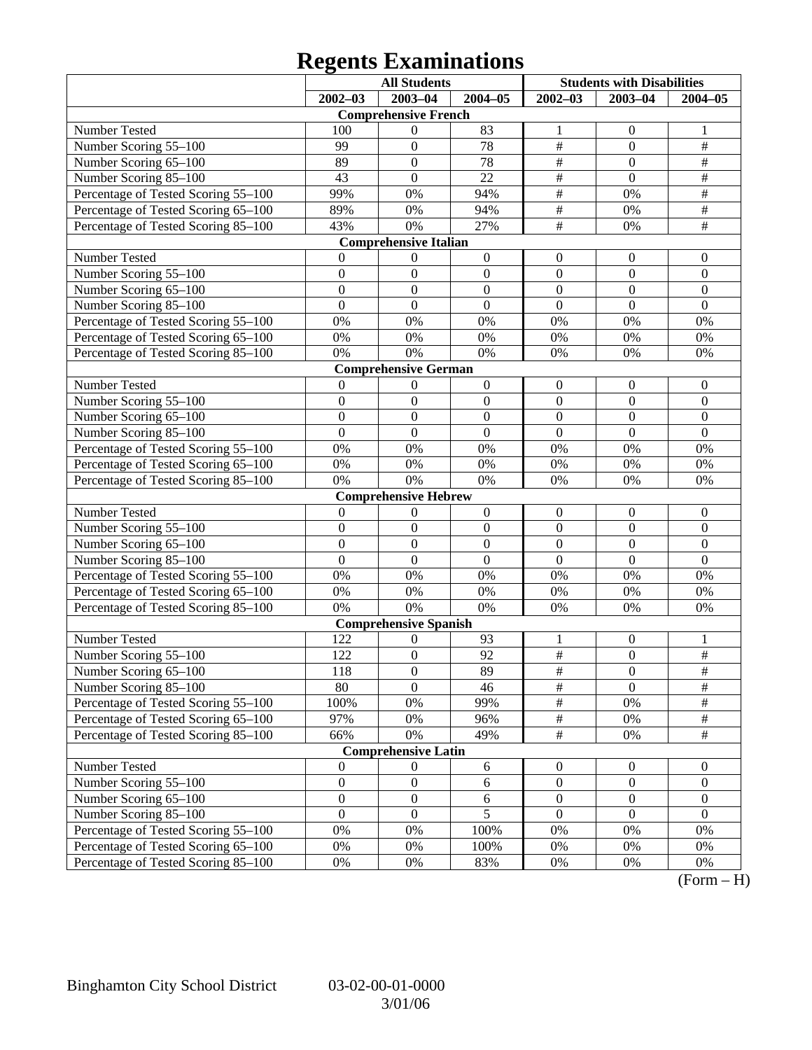# Regents Examinations

| | All Students | | | Students with Disabilities | | |
|---|---|---|---|---|---|---|
| | 2002–03 | 2003–04 | 2004–05 | 2002–03 | 2003–04 | 2004–05 |
| **Comprehensive French** | | | | | | |
| Number Tested | 100 | 0 | 83 | 1 | 0 | 1 |
| Number Scoring 55–100 | 99 | 0 | 78 | # | 0 | # |
| Number Scoring 65–100 | 89 | 0 | 78 | # | 0 | # |
| Number Scoring 85–100 | 43 | 0 | 22 | # | 0 | # |
| Percentage of Tested Scoring 55–100 | 99% | 0% | 94% | # | 0% | # |
| Percentage of Tested Scoring 65–100 | 89% | 0% | 94% | # | 0% | # |
| Percentage of Tested Scoring 85–100 | 43% | 0% | 27% | # | 0% | # |
| **Comprehensive Italian** | | | | | | |
| Number Tested | 0 | 0 | 0 | 0 | 0 | 0 |
| Number Scoring 55–100 | 0 | 0 | 0 | 0 | 0 | 0 |
| Number Scoring 65–100 | 0 | 0 | 0 | 0 | 0 | 0 |
| Number Scoring 85–100 | 0 | 0 | 0 | 0 | 0 | 0 |
| Percentage of Tested Scoring 55–100 | 0% | 0% | 0% | 0% | 0% | 0% |
| Percentage of Tested Scoring 65–100 | 0% | 0% | 0% | 0% | 0% | 0% |
| Percentage of Tested Scoring 85–100 | 0% | 0% | 0% | 0% | 0% | 0% |
| **Comprehensive German** | | | | | | |
| Number Tested | 0 | 0 | 0 | 0 | 0 | 0 |
| Number Scoring 55–100 | 0 | 0 | 0 | 0 | 0 | 0 |
| Number Scoring 65–100 | 0 | 0 | 0 | 0 | 0 | 0 |
| Number Scoring 85–100 | 0 | 0 | 0 | 0 | 0 | 0 |
| Percentage of Tested Scoring 55–100 | 0% | 0% | 0% | 0% | 0% | 0% |
| Percentage of Tested Scoring 65–100 | 0% | 0% | 0% | 0% | 0% | 0% |
| Percentage of Tested Scoring 85–100 | 0% | 0% | 0% | 0% | 0% | 0% |
| **Comprehensive Hebrew** | | | | | | |
| Number Tested | 0 | 0 | 0 | 0 | 0 | 0 |
| Number Scoring 55–100 | 0 | 0 | 0 | 0 | 0 | 0 |
| Number Scoring 65–100 | 0 | 0 | 0 | 0 | 0 | 0 |
| Number Scoring 85–100 | 0 | 0 | 0 | 0 | 0 | 0 |
| Percentage of Tested Scoring 55–100 | 0% | 0% | 0% | 0% | 0% | 0% |
| Percentage of Tested Scoring 65–100 | 0% | 0% | 0% | 0% | 0% | 0% |
| Percentage of Tested Scoring 85–100 | 0% | 0% | 0% | 0% | 0% | 0% |
| **Comprehensive Spanish** | | | | | | |
| Number Tested | 122 | 0 | 93 | 1 | 0 | 1 |
| Number Scoring 55–100 | 122 | 0 | 92 | # | 0 | # |
| Number Scoring 65–100 | 118 | 0 | 89 | # | 0 | # |
| Number Scoring 85–100 | 80 | 0 | 46 | # | 0 | # |
| Percentage of Tested Scoring 55–100 | 100% | 0% | 99% | # | 0% | # |
| Percentage of Tested Scoring 65–100 | 97% | 0% | 96% | # | 0% | # |
| Percentage of Tested Scoring 85–100 | 66% | 0% | 49% | # | 0% | # |
| **Comprehensive Latin** | | | | | | |
| Number Tested | 0 | 0 | 6 | 0 | 0 | 0 |
| Number Scoring 55–100 | 0 | 0 | 6 | 0 | 0 | 0 |
| Number Scoring 65–100 | 0 | 0 | 6 | 0 | 0 | 0 |
| Number Scoring 85–100 | 0 | 0 | 5 | 0 | 0 | 0 |
| Percentage of Tested Scoring 55–100 | 0% | 0% | 100% | 0% | 0% | 0% |
| Percentage of Tested Scoring 65–100 | 0% | 0% | 100% | 0% | 0% | 0% |
| Percentage of Tested Scoring 85–100 | 0% | 0% | 83% | 0% | 0% | 0% |

(Form – H)

Binghamton City School District 03-02-00-01-0000 3/01/06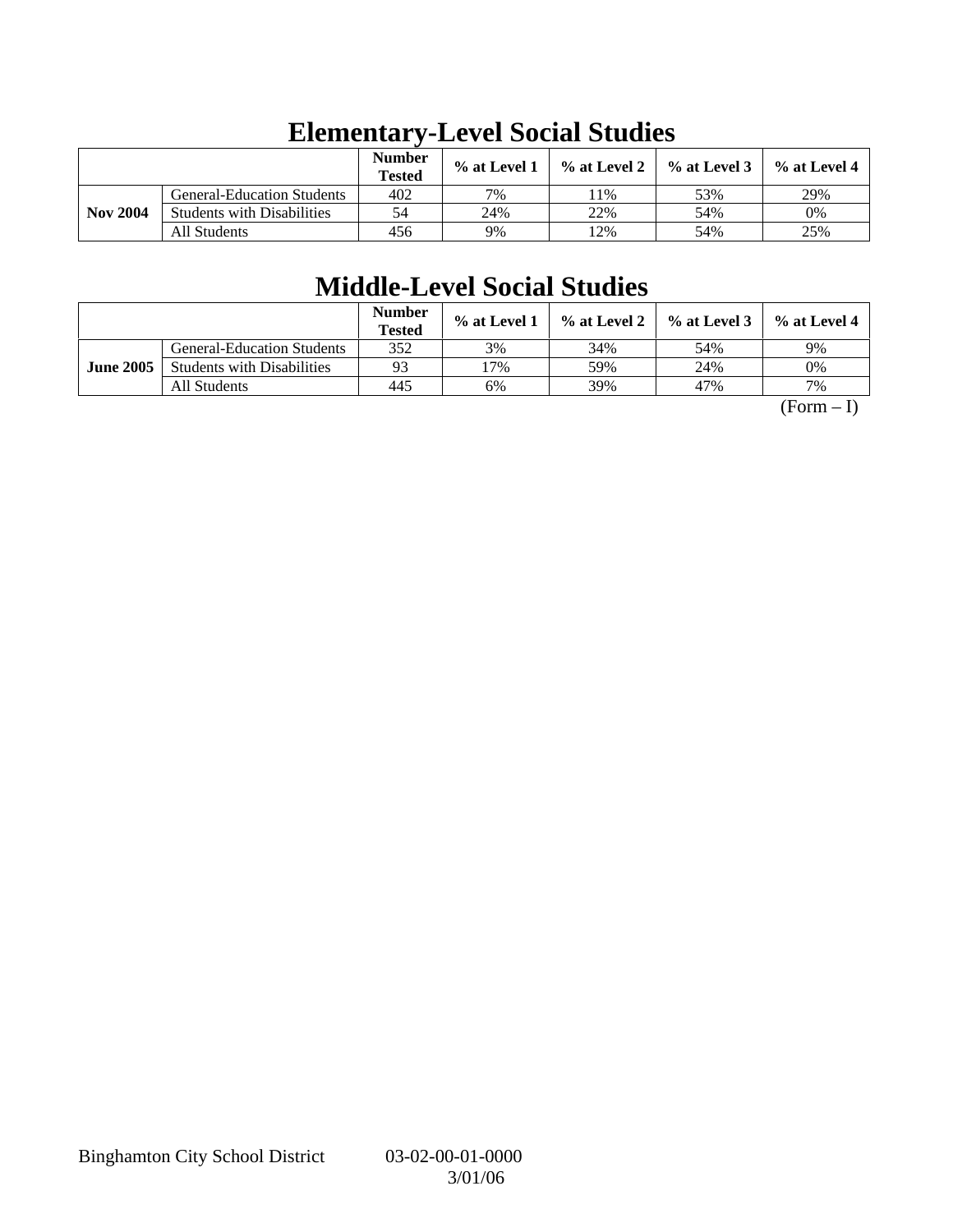# Elementary-Level Social Studies

| | | Number Tested | % at Level 1 | % at Level 2 | % at Level 3 | % at Level 4 |
|---|---|---|---|---|---|---|
| Nov 2004 | General-Education Students | 402 | 7% | 11% | 53% | 29% |
| | Students with Disabilities | 54 | 24% | 22% | 54% | 0% |
| | All Students | 456 | 9% | 12% | 54% | 25% |

# Middle-Level Social Studies

| | | Number Tested | % at Level 1 | % at Level 2 | % at Level 3 | % at Level 4 |
|---|---|---|---|---|---|---|
| June 2005 | General-Education Students | 352 | 3% | 34% | 54% | 9% |
| | Students with Disabilities | 93 | 17% | 59% | 24% | 0% |
| | All Students | 445 | 6% | 39% | 47% | 7% |

(Form – I)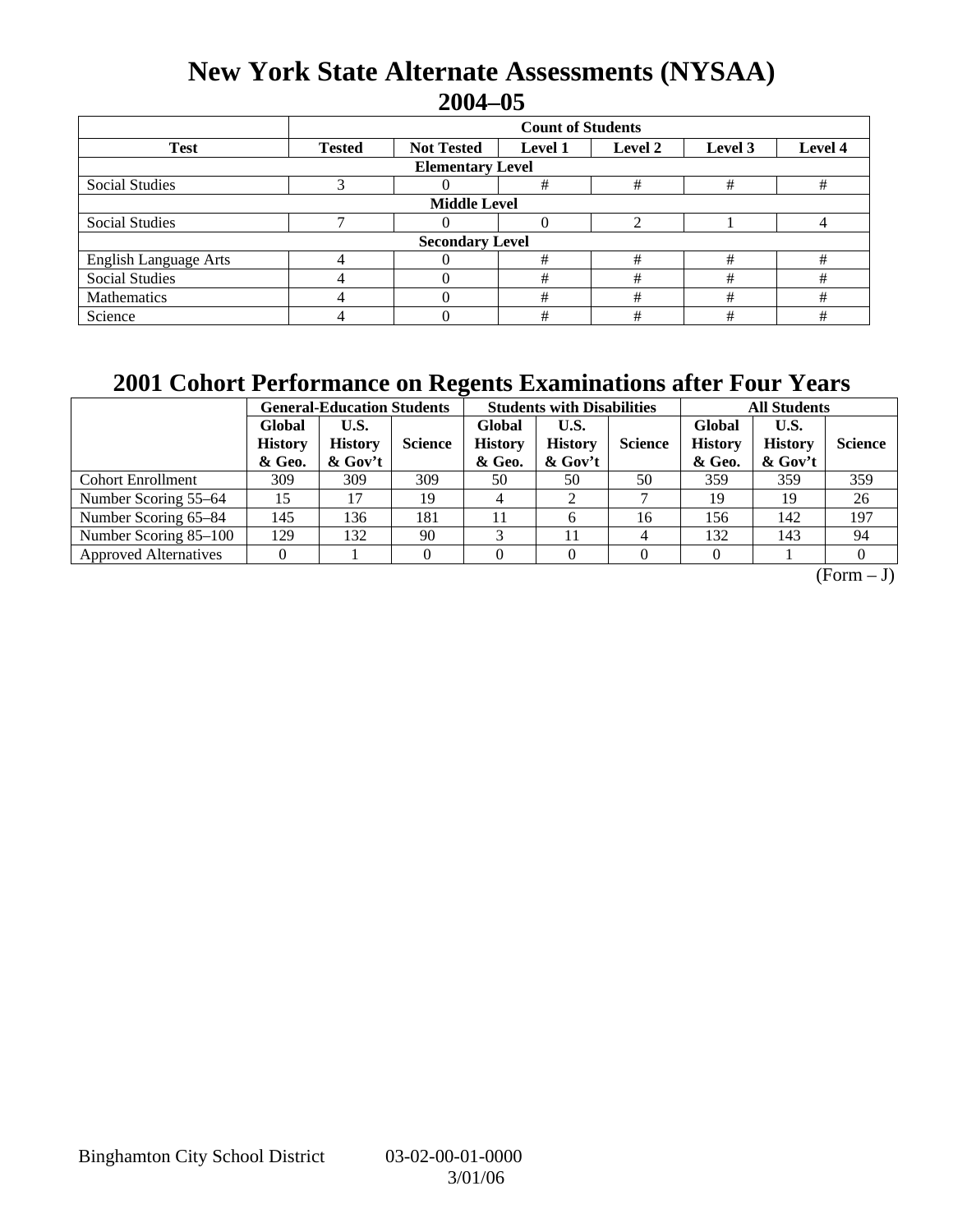# New York State Alternate Assessments (NYSAA) 2004–05

| | Count of Students | | | | | |
|---|---|---|---|---|---|---|
| **Test** | **Tested** | **Not Tested** | **Level 1** | **Level 2** | **Level 3** | **Level 4** |
| **Elementary Level** | | | | | | |
| Social Studies | 3 | 0 | # | # | # | # |
| **Middle Level** | | | | | | |
| Social Studies | 7 | 0 | 0 | 2 | 1 | 4 |
| **Secondary Level** | | | | | | |
| English Language Arts | 4 | 0 | # | # | # | # |
| Social Studies | 4 | 0 | # | # | # | # |
| Mathematics | 4 | 0 | # | # | # | # |
| Science | 4 | 0 | # | # | # | # |

# 2001 Cohort Performance on Regents Examinations after Four Years

| | General-Education Students | | | Students with Disabilities | | | All Students | | |
|---|---|---|---|---|---|---|---|---|---|
| | **Global History & Geo.** | **U.S. History & Gov't** | **Science** | **Global History & Geo.** | **U.S. History & Gov't** | **Science** | **Global History & Geo.** | **U.S. History & Gov't** | **Science** |
| Cohort Enrollment | 309 | 309 | 309 | 50 | 50 | 50 | 359 | 359 | 359 |
| Number Scoring 55–64 | 15 | 17 | 19 | 4 | 2 | 7 | 19 | 19 | 26 |
| Number Scoring 65–84 | 145 | 136 | 181 | 11 | 6 | 16 | 156 | 142 | 197 |
| Number Scoring 85–100 | 129 | 132 | 90 | 3 | 11 | 4 | 132 | 143 | 94 |
| Approved Alternatives | 0 | 1 | 0 | 0 | 0 | 0 | 0 | 1 | 0 |

(Form – J)

Binghamton City School District 03-02-00-01-0000 3/01/06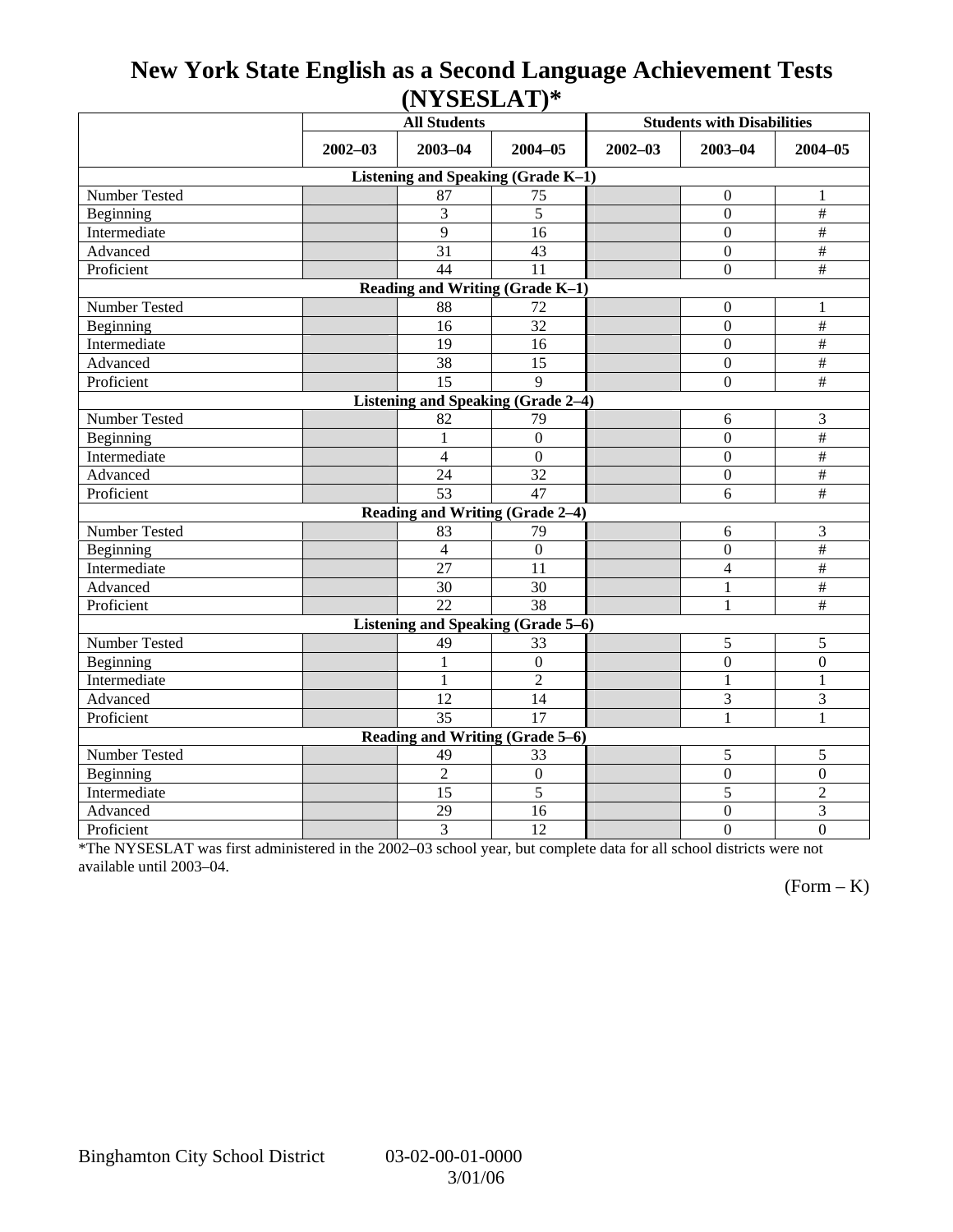# New York State English as a Second Language Achievement Tests (NYSESLAT)*

| | All Students | | | Students with Disabilities | | |
|---|---|---|---|---|---|---|
| | 2002–03 | 2003–04 | 2004–05 | 2002–03 | 2003–04 | 2004–05 |
| **Listening and Speaking (Grade K–1)** | | | | | | |
| Number Tested | | 87 | 75 | | 0 | 1 |
| Beginning | | 3 | 5 | | 0 | # |
| Intermediate | | 9 | 16 | | 0 | # |
| Advanced | | 31 | 43 | | 0 | # |
| Proficient | | 44 | 11 | | 0 | # |
| **Reading and Writing (Grade K–1)** | | | | | | |
| Number Tested | | 88 | 72 | | 0 | 1 |
| Beginning | | 16 | 32 | | 0 | # |
| Intermediate | | 19 | 16 | | 0 | # |
| Advanced | | 38 | 15 | | 0 | # |
| Proficient | | 15 | 9 | | 0 | # |
| **Listening and Speaking (Grade 2–4)** | | | | | | |
| Number Tested | | 82 | 79 | | 6 | 3 |
| Beginning | | 1 | 0 | | 0 | # |
| Intermediate | | 4 | 0 | | 0 | # |
| Advanced | | 24 | 32 | | 0 | # |
| Proficient | | 53 | 47 | | 6 | # |
| **Reading and Writing (Grade 2–4)** | | | | | | |
| Number Tested | | 83 | 79 | | 6 | 3 |
| Beginning | | 4 | 0 | | 0 | # |
| Intermediate | | 27 | 11 | | 4 | # |
| Advanced | | 30 | 30 | | 1 | # |
| Proficient | | 22 | 38 | | 1 | # |
| **Listening and Speaking (Grade 5–6)** | | | | | | |
| Number Tested | | 49 | 33 | | 5 | 5 |
| Beginning | | 1 | 0 | | 0 | 0 |
| Intermediate | | 1 | 2 | | 1 | 1 |
| Advanced | | 12 | 14 | | 3 | 3 |
| Proficient | | 35 | 17 | | 1 | 1 |
| **Reading and Writing (Grade 5–6)** | | | | | | |
| Number Tested | | 49 | 33 | | 5 | 5 |
| Beginning | | 2 | 0 | | 0 | 0 |
| Intermediate | | 15 | 5 | | 5 | 2 |
| Advanced | | 29 | 16 | | 0 | 3 |
| Proficient | | 3 | 12 | | 0 | 0 |

*The NYSESLAT was first administered in the 2002–03 school year, but complete data for all school districts were not available until 2003–04.

(Form – K)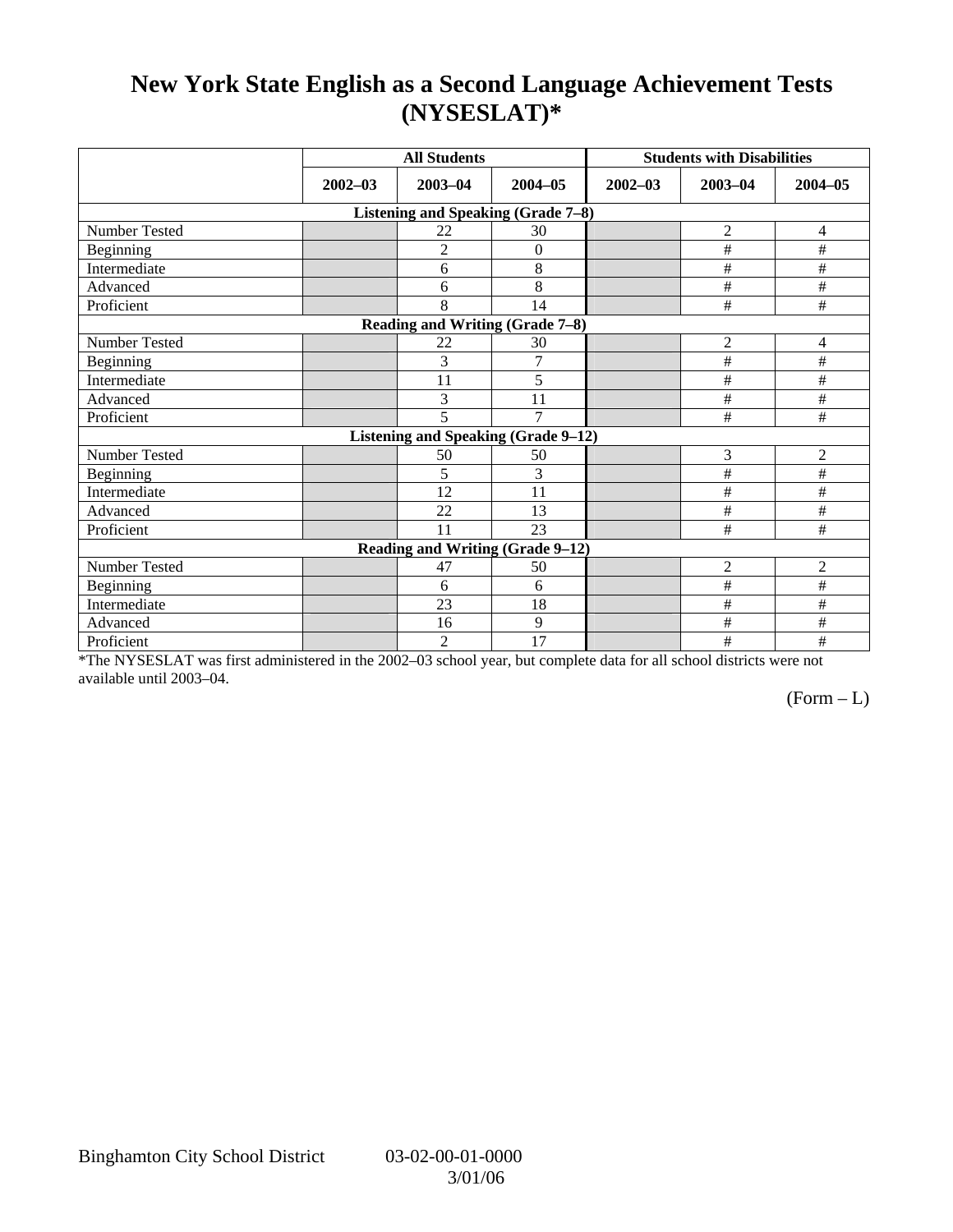# New York State English as a Second Language Achievement Tests (NYSESLAT)*

| | All Students | | | Students with Disabilities | | |
|---|---|---|---|---|---|---|
| | 2002–03 | 2003–04 | 2004–05 | 2002–03 | 2003–04 | 2004–05 |
| **Listening and Speaking (Grade 7–8)** | | | | | | |
| Number Tested | | 22 | 30 | | 2 | 4 |
| Beginning | | 2 | 0 | | # | # |
| Intermediate | | 6 | 8 | | # | # |
| Advanced | | 6 | 8 | | # | # |
| Proficient | | 8 | 14 | | # | # |
| **Reading and Writing (Grade 7–8)** | | | | | | |
| Number Tested | | 22 | 30 | | 2 | 4 |
| Beginning | | 3 | 7 | | # | # |
| Intermediate | | 11 | 5 | | # | # |
| Advanced | | 3 | 11 | | # | # |
| Proficient | | 5 | 7 | | # | # |
| **Listening and Speaking (Grade 9–12)** | | | | | | |
| Number Tested | | 50 | 50 | | 3 | 2 |
| Beginning | | 5 | 3 | | # | # |
| Intermediate | | 12 | 11 | | # | # |
| Advanced | | 22 | 13 | | # | # |
| Proficient | | 11 | 23 | | # | # |
| **Reading and Writing (Grade 9–12)** | | | | | | |
| Number Tested | | 47 | 50 | | 2 | 2 |
| Beginning | | 6 | 6 | | # | # |
| Intermediate | | 23 | 18 | | # | # |
| Advanced | | 16 | 9 | | # | # |
| Proficient | | 2 | 17 | | # | # |

*The NYSESLAT was first administered in the 2002–03 school year, but complete data for all school districts were not available until 2003–04.

(Form – L)

Binghamton City School District 03-02-00-01-0000 3/01/06